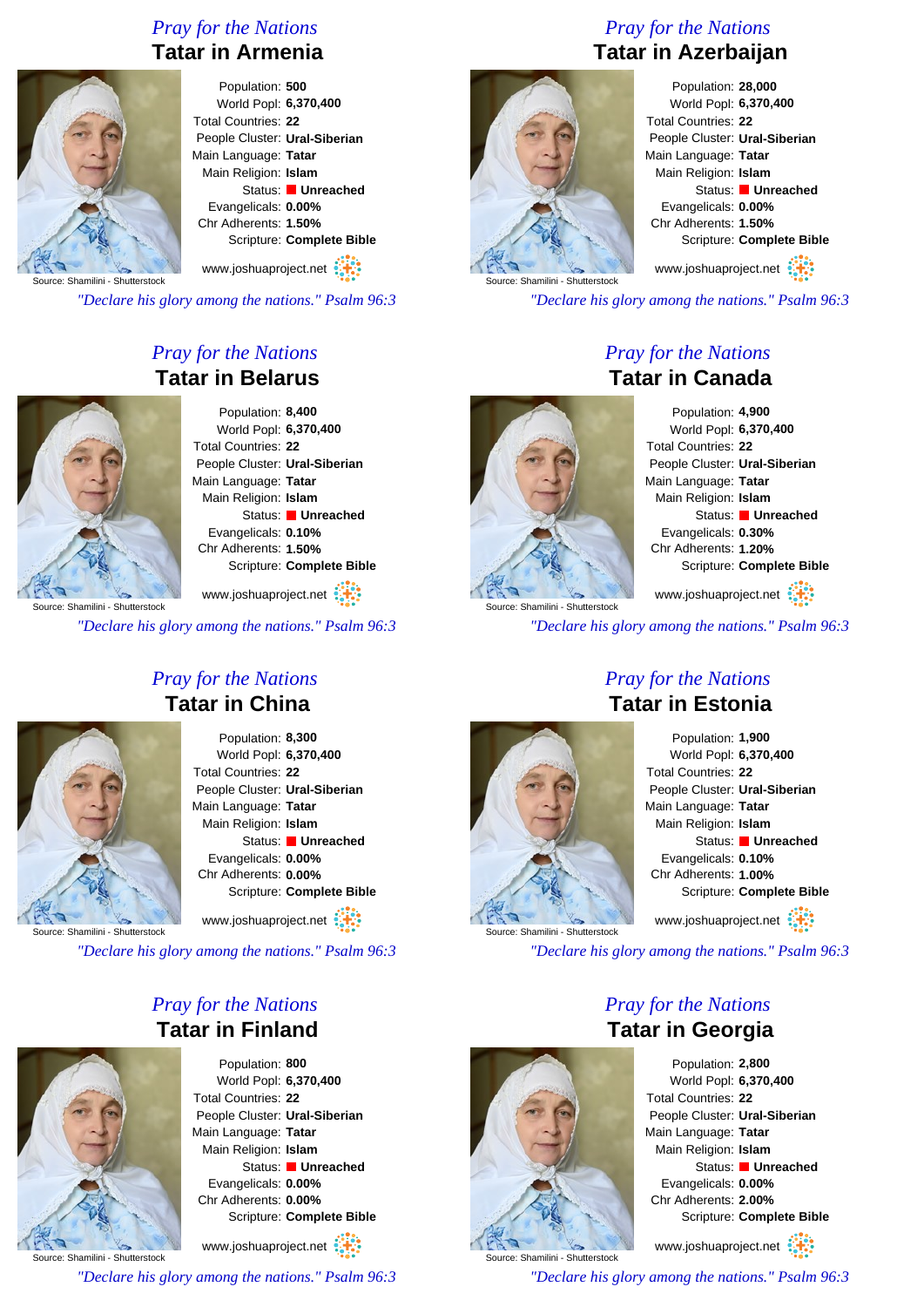## Pray for the Nations
# Tatar in Armenia

Source: Shamilini - Shutterstock

Population: **500**
World Popl: **6,370,400**
Total Countries: **22**
People Cluster: **Ural-Siberian**
Main Language: **Tatar**
Main Religion: **Islam**
Status: **Unreached**
Evangelicals: **0.00%**
Chr Adherents: **0.00%**
Scripture: **Complete Bible**

www.joshuaproject.net

*"Declare his glory among the nations." Psalm 96:3*

## Pray for the Nations
# Tatar in Azerbaijan

Source: Shamilini - Shutterstock

Population: **28,000**
World Popl: **6,370,400**
Total Countries: **22**
People Cluster: **Ural-Siberian**
Main Language: **Tatar**
Main Religion: **Islam**
Status: **Unreached**
Evangelicals: **0.00%**
Chr Adherents: **1.50%**
Scripture: **Complete Bible**

www.joshuaproject.net

*"Declare his glory among the nations." Psalm 96:3*

## Pray for the Nations
# Tatar in Belarus

Source: Shamilini - Shutterstock

Population: **8,400**
World Popl: **6,370,400**
Total Countries: **22**
People Cluster: **Ural-Siberian**
Main Language: **Tatar**
Main Religion: **Islam**
Status: **Unreached**
Evangelicals: **0.10%**
Chr Adherents: **1.50%**
Scripture: **Complete Bible**

www.joshuaproject.net

*"Declare his glory among the nations." Psalm 96:3*

## Pray for the Nations
# Tatar in Canada

Source: Shamilini - Shutterstock

Population: **4,900**
World Popl: **6,370,400**
Total Countries: **22**
People Cluster: **Ural-Siberian**
Main Language: **Tatar**
Main Religion: **Islam**
Status: **Unreached**
Evangelicals: **0.30%**
Chr Adherents: **1.20%**
Scripture: **Complete Bible**

www.joshuaproject.net

*"Declare his glory among the nations." Psalm 96:3*

## Pray for the Nations
# Tatar in China

Source: Shamilini - Shutterstock

Population: **8,300**
World Popl: **6,370,400**
Total Countries: **22**
People Cluster: **Ural-Siberian**
Main Language: **Tatar**
Main Religion: **Islam**
Status: **Unreached**
Evangelicals: **0.00%**
Chr Adherents: **0.00%**
Scripture: **Complete Bible**

www.joshuaproject.net

*"Declare his glory among the nations." Psalm 96:3*

## Pray for the Nations
# Tatar in Estonia

Source: Shamilini - Shutterstock

Population: **1,900**
World Popl: **6,370,400**
Total Countries: **22**
People Cluster: **Ural-Siberian**
Main Language: **Tatar**
Main Religion: **Islam**
Status: **Unreached**
Evangelicals: **0.10%**
Chr Adherents: **1.00%**
Scripture: **Complete Bible**

www.joshuaproject.net

*"Declare his glory among the nations." Psalm 96:3*

## Pray for the Nations
# Tatar in Finland

Source: Shamilini - Shutterstock

Population: **800**
World Popl: **6,370,400**
Total Countries: **22**
People Cluster: **Ural-Siberian**
Main Language: **Tatar**
Main Religion: **Islam**
Status: **Unreached**
Evangelicals: **0.00%**
Chr Adherents: **0.00%**
Scripture: **Complete Bible**

www.joshuaproject.net

*"Declare his glory among the nations." Psalm 96:3*

## Pray for the Nations
# Tatar in Georgia

Source: Shamilini - Shutterstock

Population: **2,800**
World Popl: **6,370,400**
Total Countries: **22**
People Cluster: **Ural-Siberian**
Main Language: **Tatar**
Main Religion: **Islam**
Status: **Unreached**
Evangelicals: **0.00%**
Chr Adherents: **2.00%**
Scripture: **Complete Bible**

www.joshuaproject.net

*"Declare his glory among the nations." Psalm 96:3*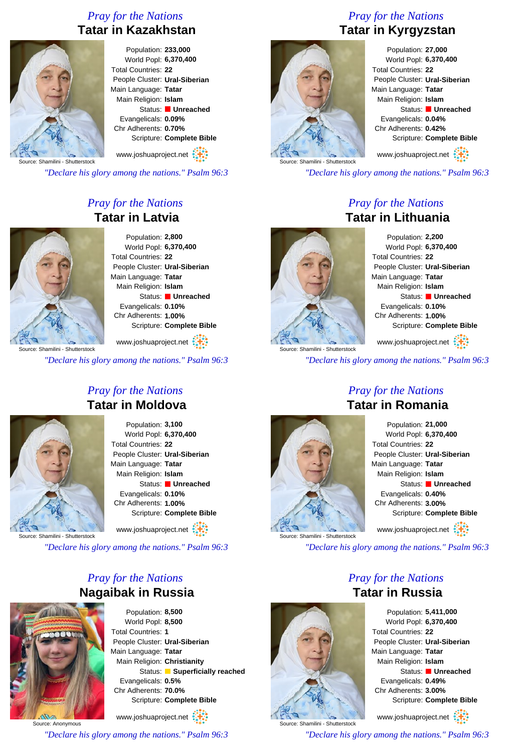## Pray for the Nations

### Tatar in Kazakhstan

Source: Shamilini - Shutterstock

Population: **233,000**
World Popl: **6,370,400**
Total Countries: **22**
People Cluster: **Ural-Siberian**
Main Language: **Tatar**
Main Religion: **Islam**
Status: **Unreached**
Evangelicals: **0.09%**
Chr Adherents: **0.70%**
Scripture: **Complete Bible**

www.joshuaproject.net

*"Declare his glory among the nations." Psalm 96:3*

## Pray for the Nations

### Tatar in Kyrgyzstan

Source: Shamilini - Shutterstock

Population: **27,000**
World Popl: **6,370,400**
Total Countries: **22**
People Cluster: **Ural-Siberian**
Main Language: **Tatar**
Main Religion: **Islam**
Status: **Unreached**
Evangelicals: **0.04%**
Chr Adherents: **0.42%**
Scripture: **Complete Bible**

www.joshuaproject.net

*"Declare his glory among the nations." Psalm 96:3*

## Pray for the Nations

### Tatar in Latvia

Source: Shamilini - Shutterstock

Population: **2,800**
World Popl: **6,370,400**
Total Countries: **22**
People Cluster: **Ural-Siberian**
Main Language: **Tatar**
Main Religion: **Islam**
Status: **Unreached**
Evangelicals: **0.10%**
Chr Adherents: **1.00%**
Scripture: **Complete Bible**

www.joshuaproject.net

*"Declare his glory among the nations." Psalm 96:3*

## Pray for the Nations

### Tatar in Lithuania

Source: Shamilini - Shutterstock

Population: **2,200**
World Popl: **6,370,400**
Total Countries: **22**
People Cluster: **Ural-Siberian**
Main Language: **Tatar**
Main Religion: **Islam**
Status: **Unreached**
Evangelicals: **0.10%**
Chr Adherents: **1.00%**
Scripture: **Complete Bible**

www.joshuaproject.net

*"Declare his glory among the nations." Psalm 96:3*

## Pray for the Nations

### Tatar in Moldova

Source: Shamilini - Shutterstock

Population: **3,100**
World Popl: **6,370,400**
Total Countries: **22**
People Cluster: **Ural-Siberian**
Main Language: **Tatar**
Main Religion: **Islam**
Status: **Unreached**
Evangelicals: **0.10%**
Chr Adherents: **1.00%**
Scripture: **Complete Bible**

www.joshuaproject.net

*"Declare his glory among the nations." Psalm 96:3*

## Pray for the Nations

### Tatar in Romania

Source: Shamilini - Shutterstock

Population: **21,000**
World Popl: **6,370,400**
Total Countries: **22**
People Cluster: **Ural-Siberian**
Main Language: **Tatar**
Main Religion: **Islam**
Status: **Unreached**
Evangelicals: **0.40%**
Chr Adherents: **3.00%**
Scripture: **Complete Bible**

www.joshuaproject.net

*"Declare his glory among the nations." Psalm 96:3*

## Pray for the Nations

### Nagaibak in Russia

Source: Anonymous

Population: **8,500**
World Popl: **8,500**
Total Countries: **1**
People Cluster: **Ural-Siberian**
Main Language: **Tatar**
Main Religion: **Christianity**
Status: **Superficially reached**
Evangelicals: **0.5%**
Chr Adherents: **70.0%**
Scripture: **Complete Bible**

www.joshuaproject.net

*"Declare his glory among the nations." Psalm 96:3*

## Pray for the Nations

### Tatar in Russia

Source: Shamilini - Shutterstock

Population: **5,411,000**
World Popl: **6,370,400**
Total Countries: **22**
People Cluster: **Ural-Siberian**
Main Language: **Tatar**
Main Religion: **Islam**
Status: **Unreached**
Evangelicals: **0.49%**
Chr Adherents: **3.00%**
Scripture: **Complete Bible**

www.joshuaproject.net

*"Declare his glory among the nations." Psalm 96:3*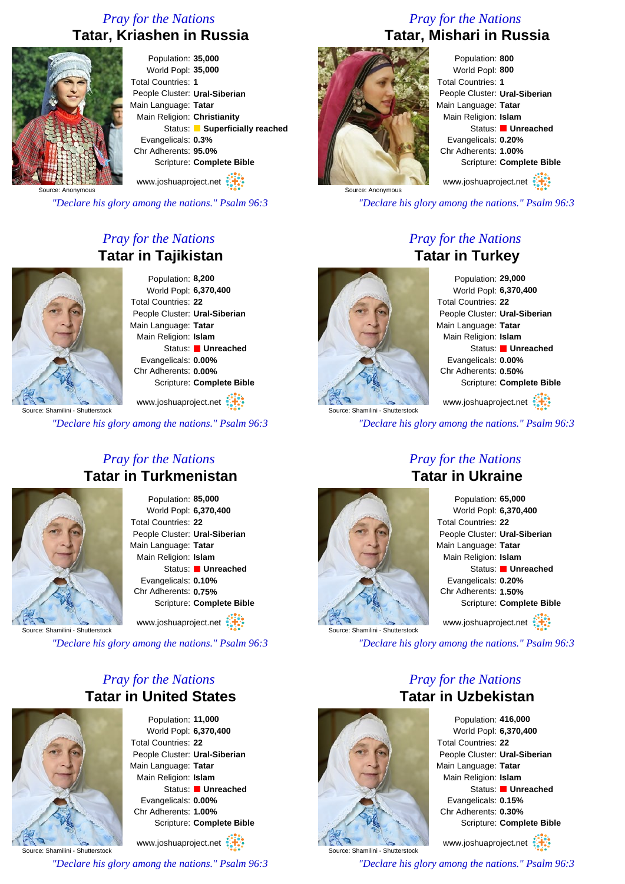*Pray for the Nations*

## Tatar, Kriashen in Russia

Source: Anonymous

Population: **35,000**
World Popl: **35,000**
Total Countries: **1**
People Cluster: **Ural-Siberian**
Main Language: **Tatar**
Main Religion: **Christianity**
Status: **Superficially reached**
Evangelicals: **0.3%**
Chr Adherents: **95.0%**
Scripture: **Complete Bible**

www.joshuaproject.net

*"Declare his glory among the nations." Psalm 96:3*

*Pray for the Nations*

## Tatar, Mishari in Russia

Source: Anonymous

Population: **800**
World Popl: **800**
Total Countries: **1**
People Cluster: **Ural-Siberian**
Main Language: **Tatar**
Main Religion: **Islam**
Status: **Unreached**
Evangelicals: **0.20%**
Chr Adherents: **1.00%**
Scripture: **Complete Bible**

www.joshuaproject.net

*"Declare his glory among the nations." Psalm 96:3*

*Pray for the Nations*

## Tatar in Tajikistan

Source: Shamilini - Shutterstock

Population: **8,200**
World Popl: **6,370,400**
Total Countries: **22**
People Cluster: **Ural-Siberian**
Main Language: **Tatar**
Main Religion: **Islam**
Status: **Unreached**
Evangelicals: **0.00%**
Chr Adherents: **0.00%**
Scripture: **Complete Bible**

www.joshuaproject.net

*"Declare his glory among the nations." Psalm 96:3*

*Pray for the Nations*

## Tatar in Turkey

Source: Shamilini - Shutterstock

Population: **29,000**
World Popl: **6,370,400**
Total Countries: **22**
People Cluster: **Ural-Siberian**
Main Language: **Tatar**
Main Religion: **Islam**
Status: **Unreached**
Evangelicals: **0.00%**
Chr Adherents: **0.50%**
Scripture: **Complete Bible**

www.joshuaproject.net

*"Declare his glory among the nations." Psalm 96:3*

*Pray for the Nations*

## Tatar in Turkmenistan

Source: Shamilini - Shutterstock

Population: **85,000**
World Popl: **6,370,400**
Total Countries: **22**
People Cluster: **Ural-Siberian**
Main Language: **Tatar**
Main Religion: **Islam**
Status: **Unreached**
Evangelicals: **0.10%**
Chr Adherents: **0.75%**
Scripture: **Complete Bible**

www.joshuaproject.net

*"Declare his glory among the nations." Psalm 96:3*

*Pray for the Nations*

## Tatar in Ukraine

Source: Shamilini - Shutterstock

Population: **65,000**
World Popl: **6,370,400**
Total Countries: **22**
People Cluster: **Ural-Siberian**
Main Language: **Tatar**
Main Religion: **Islam**
Status: **Unreached**
Evangelicals: **0.20%**
Chr Adherents: **1.50%**
Scripture: **Complete Bible**

www.joshuaproject.net

*"Declare his glory among the nations." Psalm 96:3*

*Pray for the Nations*

## Tatar in United States

Source: Shamilini - Shutterstock

Population: **11,000**
World Popl: **6,370,400**
Total Countries: **22**
People Cluster: **Ural-Siberian**
Main Language: **Tatar**
Main Religion: **Islam**
Status: **Unreached**
Evangelicals: **0.00%**
Chr Adherents: **1.00%**
Scripture: **Complete Bible**

www.joshuaproject.net

*"Declare his glory among the nations." Psalm 96:3*

*Pray for the Nations*

## Tatar in Uzbekistan

Source: Shamilini - Shutterstock

Population: **416,000**
World Popl: **6,370,400**
Total Countries: **22**
People Cluster: **Ural-Siberian**
Main Language: **Tatar**
Main Religion: **Islam**
Status: **Unreached**
Evangelicals: **0.15%**
Chr Adherents: **0.30%**
Scripture: **Complete Bible**

www.joshuaproject.net

*"Declare his glory among the nations." Psalm 96:3*